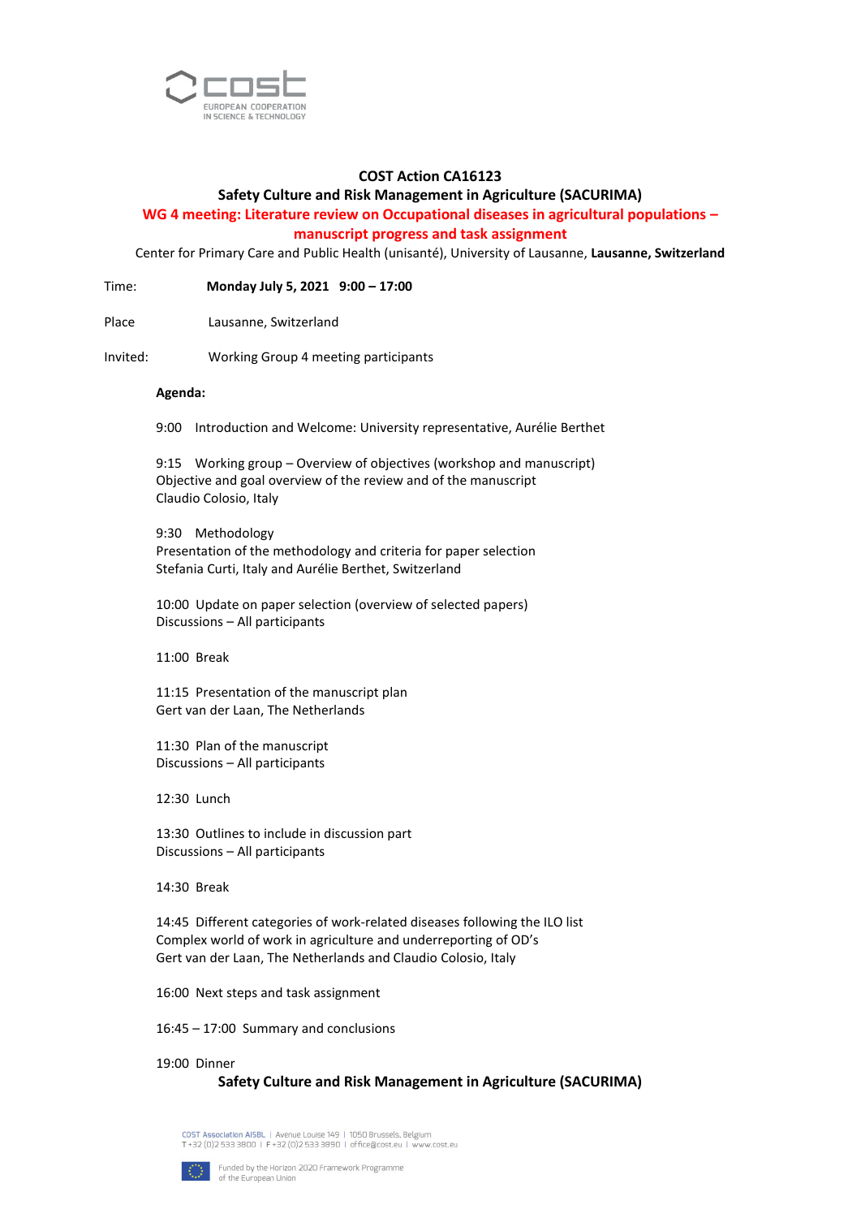# COST Action CA16123

## Safety Culture and Risk Management in Agriculture (SACURIMA)

## WG 4 meeting: Literature review on Occupational diseases in agricultural populations – manuscript progress and task assignment

Center for Primary Care and Public Health (unisanté), University of Lausanne, **Lausanne, Switzerland**

Time: **Monday July 5, 2021 9:00 – 17:00**

Place Lausanne, Switzerland

Invited: Working Group 4 meeting participants

**Agenda:**

9:00 Introduction and Welcome: University representative, Aurélie Berthet

9:15 Working group – Overview of objectives (workshop and manuscript)
Objective and goal overview of the review and of the manuscript
Claudio Colosio, Italy

9:30 Methodology
Presentation of the methodology and criteria for paper selection
Stefania Curti, Italy and Aurélie Berthet, Switzerland

10:00 Update on paper selection (overview of selected papers)
Discussions – All participants

11:00 Break

11:15 Presentation of the manuscript plan
Gert van der Laan, The Netherlands

11:30 Plan of the manuscript
Discussions – All participants

12:30 Lunch

13:30 Outlines to include in discussion part
Discussions – All participants

14:30 Break

14:45 Different categories of work-related diseases following the ILO list
Complex world of work in agriculture and underreporting of OD's
Gert van der Laan, The Netherlands and Claudio Colosio, Italy

16:00 Next steps and task assignment

16:45 – 17:00 Summary and conclusions

19:00 Dinner

**Safety Culture and Risk Management in Agriculture (SACURIMA)**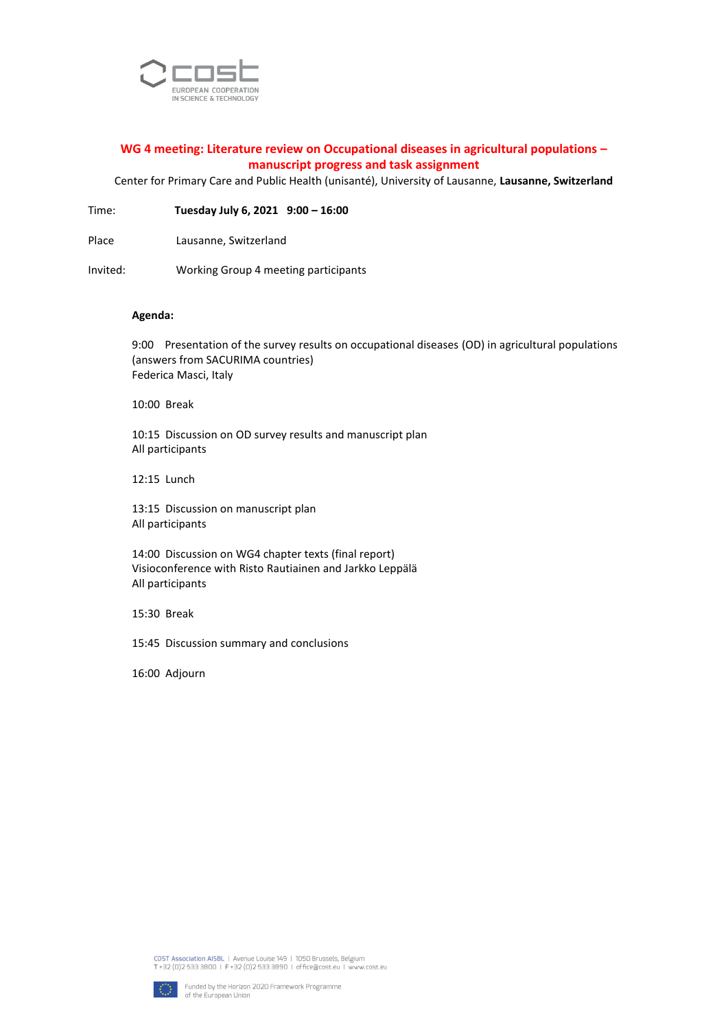# WG 4 meeting: Literature review on Occupational diseases in agricultural populations – manuscript progress and task assignment

Center for Primary Care and Public Health (unisanté), University of Lausanne, **Lausanne, Switzerland**

Time: **Tuesday July 6, 2021 9:00 – 16:00**

Place Lausanne, Switzerland

Invited: Working Group 4 meeting participants

**Agenda:**

9:00 Presentation of the survey results on occupational diseases (OD) in agricultural populations (answers from SACURIMA countries)
Federica Masci, Italy

10:00 Break

10:15 Discussion on OD survey results and manuscript plan
All participants

12:15 Lunch

13:15 Discussion on manuscript plan
All participants

14:00 Discussion on WG4 chapter texts (final report)
Visioconference with Risto Rautiainen and Jarkko Leppälä
All participants

15:30 Break

15:45 Discussion summary and conclusions

16:00 Adjourn